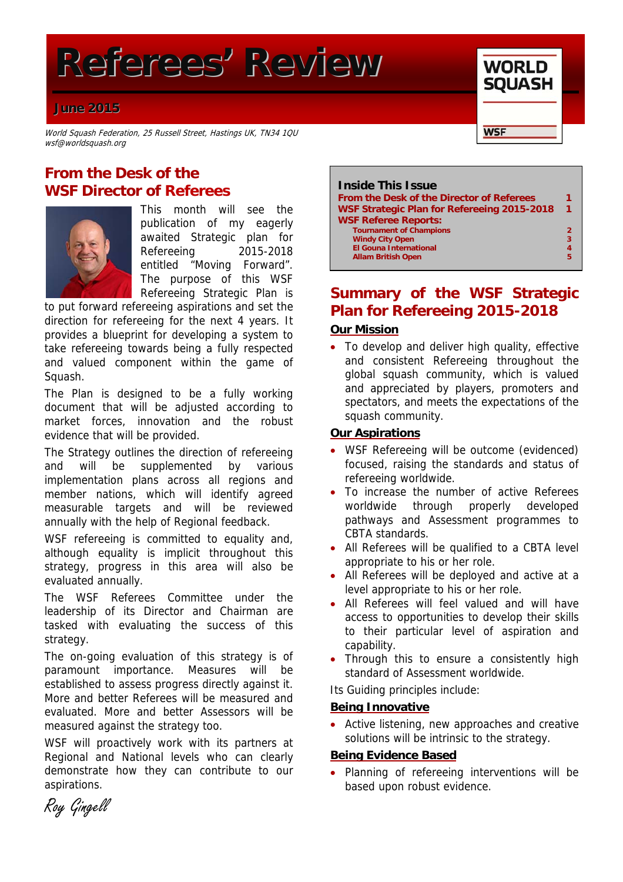# Referees' Review

**June 2015**

*World Squash Federation, 25 Russell Street, Hastings UK, TN34 1QU*
*wsf@worldsquash.org*

WORLD SQUASH

WSF

## From the Desk of the WSF Director of Referees

This month will see the publication of my eagerly awaited Strategic plan for Refereeing 2015-2018 entitled "Moving Forward". The purpose of this WSF Refereeing Strategic Plan is to put forward refereeing aspirations and set the direction for refereeing for the next 4 years. It provides a blueprint for developing a system to take refereeing towards being a fully respected and valued component within the game of Squash.

The Plan is designed to be a fully working document that will be adjusted according to market forces, innovation and the robust evidence that will be provided.

The Strategy outlines the direction of refereeing and will be supplemented by various implementation plans across all regions and member nations, which will identify agreed measurable targets and will be reviewed annually with the help of Regional feedback.

WSF refereeing is committed to equality and, although equality is implicit throughout this strategy, progress in this area will also be evaluated annually.

The WSF Referees Committee under the leadership of its Director and Chairman are tasked with evaluating the success of this strategy.

The on-going evaluation of this strategy is of paramount importance. Measures will be established to assess progress directly against it. More and better Referees will be measured and evaluated. More and better Assessors will be measured against the strategy too.

WSF will proactively work with its partners at Regional and National levels who can clearly demonstrate how they can contribute to our aspirations.

*Roy Gingell*

### Inside This Issue

| | |
|---|---|
| From the Desk of the Director of Referees | 1 |
| WSF Strategic Plan for Refereeing 2015-2018 | 1 |
| WSF Referee Reports: | |
| Tournament of Champions | 2 |
| Windy City Open | 3 |
| El Gouna International | 4 |
| Allam British Open | 5 |

## Summary of the WSF Strategic Plan for Refereeing 2015-2018

### Our Mission

- To develop and deliver high quality, effective and consistent Refereeing throughout the global squash community, which is valued and appreciated by players, promoters and spectators, and meets the expectations of the squash community.

### Our Aspirations

- WSF Refereeing will be outcome (evidenced) focused, raising the standards and status of refereeing worldwide.
- To increase the number of active Referees worldwide through properly developed pathways and Assessment programmes to CBTA standards.
- All Referees will be qualified to a CBTA level appropriate to his or her role.
- All Referees will be deployed and active at a level appropriate to his or her role.
- All Referees will feel valued and will have access to opportunities to develop their skills to their particular level of aspiration and capability.
- Through this to ensure a consistently high standard of Assessment worldwide.

Its Guiding principles include:

### Being Innovative

- Active listening, new approaches and creative solutions will be intrinsic to the strategy.

### Being Evidence Based

- Planning of refereeing interventions will be based upon robust evidence.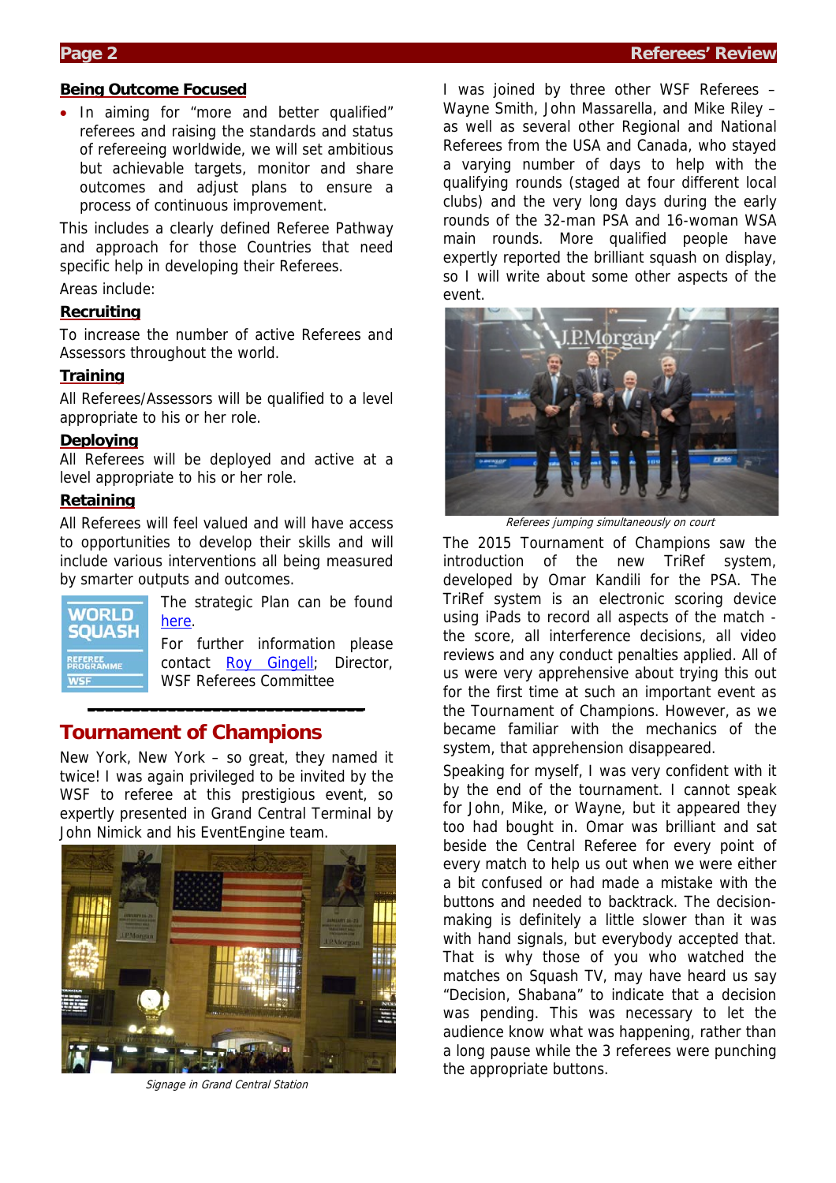## Being Outcome Focused

- In aiming for "more and better qualified" referees and raising the standards and status of refereeing worldwide, we will set ambitious but achievable targets, monitor and share outcomes and adjust plans to ensure a process of continuous improvement.

This includes a clearly defined Referee Pathway and approach for those Countries that need specific help in developing their Referees.

Areas include:

**Recruiting**

To increase the number of active Referees and Assessors throughout the world.

**Training**

All Referees/Assessors will be qualified to a level appropriate to his or her role.

**Deploying**

All Referees will be deployed and active at a level appropriate to his or her role.

**Retaining**

All Referees will feel valued and will have access to opportunities to develop their skills and will include various interventions all being measured by smarter outputs and outcomes.

The strategic Plan can be found here.

For further information please contact Roy Gingell; Director, WSF Referees Committee

## Tournament of Champions

New York, New York – so great, they named it twice! I was again privileged to be invited by the WSF to referee at this prestigious event, so expertly presented in Grand Central Terminal by John Nimick and his EventEngine team.

*Signage in Grand Central Station*

I was joined by three other WSF Referees – Wayne Smith, John Massarella, and Mike Riley – as well as several other Regional and National Referees from the USA and Canada, who stayed a varying number of days to help with the qualifying rounds (staged at four different local clubs) and the very long days during the early rounds of the 32-man PSA and 16-woman WSA main rounds. More qualified people have expertly reported the brilliant squash on display, so I will write about some other aspects of the event.

*Referees jumping simultaneously on court*

The 2015 Tournament of Champions saw the introduction of the new TriRef system, developed by Omar Kandili for the PSA. The TriRef system is an electronic scoring device using iPads to record all aspects of the match - the score, all interference decisions, all video reviews and any conduct penalties applied. All of us were very apprehensive about trying this out for the first time at such an important event as the Tournament of Champions. However, as we became familiar with the mechanics of the system, that apprehension disappeared.

Speaking for myself, I was very confident with it by the end of the tournament. I cannot speak for John, Mike, or Wayne, but it appeared they too had bought in. Omar was brilliant and sat beside the Central Referee for every point of every match to help us out when we were either a bit confused or had made a mistake with the buttons and needed to backtrack. The decision-making is definitely a little slower than it was with hand signals, but everybody accepted that. That is why those of you who watched the matches on Squash TV, may have heard us say "Decision, Shabana" to indicate that a decision was pending. This was necessary to let the audience know what was happening, rather than a long pause while the 3 referees were punching the appropriate buttons.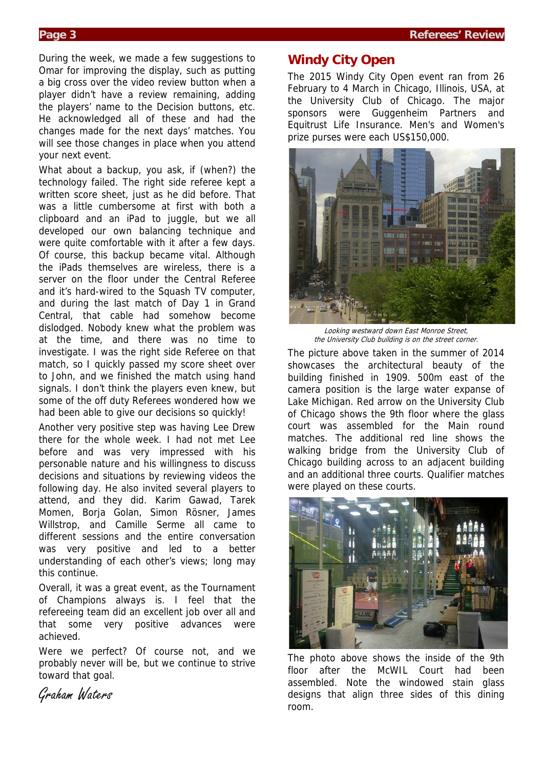During the week, we made a few suggestions to Omar for improving the display, such as putting a big cross over the video review button when a player didn't have a review remaining, adding the players' name to the Decision buttons, etc. He acknowledged all of these and had the changes made for the next days' matches. You will see those changes in place when you attend your next event.

What about a backup, you ask, if (when?) the technology failed. The right side referee kept a written score sheet, just as he did before. That was a little cumbersome at first with both a clipboard and an iPad to juggle, but we all developed our own balancing technique and were quite comfortable with it after a few days. Of course, this backup became vital. Although the iPads themselves are wireless, there is a server on the floor under the Central Referee and it's hard-wired to the Squash TV computer, and during the last match of Day 1 in Grand Central, that cable had somehow become dislodged. Nobody knew what the problem was at the time, and there was no time to investigate. I was the right side Referee on that match, so I quickly passed my score sheet over to John, and we finished the match using hand signals. I don't think the players even knew, but some of the off duty Referees wondered how we had been able to give our decisions so quickly!

Another very positive step was having Lee Drew there for the whole week. I had not met Lee before and was very impressed with his personable nature and his willingness to discuss decisions and situations by reviewing videos the following day. He also invited several players to attend, and they did. Karim Gawad, Tarek Momen, Borja Golan, Simon Rösner, James Willstrop, and Camille Serme all came to different sessions and the entire conversation was very positive and led to a better understanding of each other's views; long may this continue.

Overall, it was a great event, as the Tournament of Champions always is. I feel that the refereeing team did an excellent job over all and that some very positive advances were achieved.

Were we perfect? Of course not, and we probably never will be, but we continue to strive toward that goal.

*Graham Waters*

## Windy City Open

The 2015 Windy City Open event ran from 26 February to 4 March in Chicago, Illinois, USA, at the University Club of Chicago. The major sponsors were Guggenheim Partners and Equitrust Life Insurance. Men's and Women's prize purses were each US$150,000.

*Looking westward down East Monroe Street, the University Club building is on the street corner.*

The picture above taken in the summer of 2014 showcases the architectural beauty of the building finished in 1909. 500m east of the camera position is the large water expanse of Lake Michigan. Red arrow on the University Club of Chicago shows the 9th floor where the glass court was assembled for the Main round matches. The additional red line shows the walking bridge from the University Club of Chicago building across to an adjacent building and an additional three courts. Qualifier matches were played on these courts.

The photo above shows the inside of the 9th floor after the McWIL Court had been assembled. Note the windowed stain glass designs that align three sides of this dining room.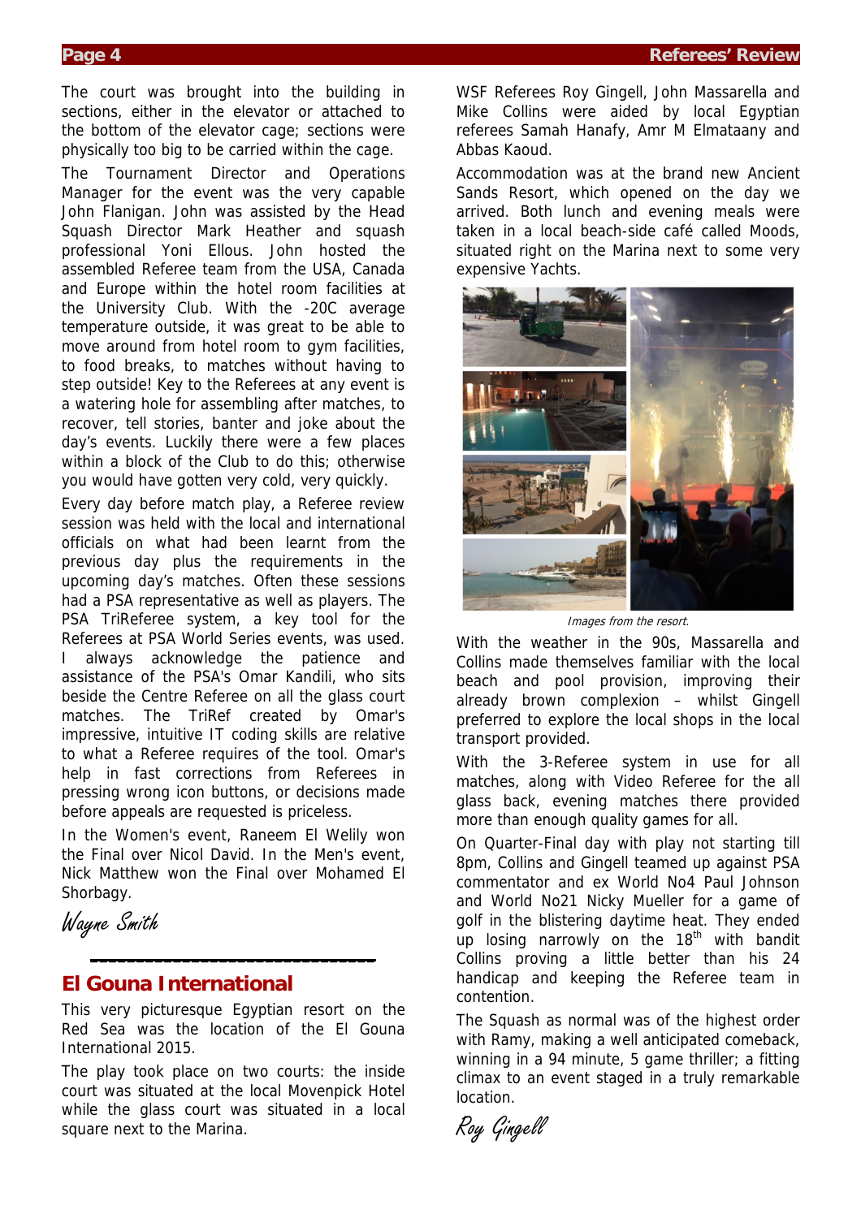The court was brought into the building in sections, either in the elevator or attached to the bottom of the elevator cage; sections were physically too big to be carried within the cage.

The Tournament Director and Operations Manager for the event was the very capable John Flanigan. John was assisted by the Head Squash Director Mark Heather and squash professional Yoni Ellous. John hosted the assembled Referee team from the USA, Canada and Europe within the hotel room facilities at the University Club. With the -20C average temperature outside, it was great to be able to move around from hotel room to gym facilities, to food breaks, to matches without having to step outside! Key to the Referees at any event is a watering hole for assembling after matches, to recover, tell stories, banter and joke about the day's events. Luckily there were a few places within a block of the Club to do this; otherwise you would have gotten very cold, very quickly.

Every day before match play, a Referee review session was held with the local and international officials on what had been learnt from the previous day plus the requirements in the upcoming day's matches. Often these sessions had a PSA representative as well as players. The PSA TriReferee system, a key tool for the Referees at PSA World Series events, was used. I always acknowledge the patience and assistance of the PSA's Omar Kandili, who sits beside the Centre Referee on all the glass court matches. The TriRef created by Omar's impressive, intuitive IT coding skills are relative to what a Referee requires of the tool. Omar's help in fast corrections from Referees in pressing wrong icon buttons, or decisions made before appeals are requested is priceless.

In the Women's event, Raneem El Welily won the Final over Nicol David. In the Men's event, Nick Matthew won the Final over Mohamed El Shorbagy.

*Wayne Smith*

---

## El Gouna International

This very picturesque Egyptian resort on the Red Sea was the location of the El Gouna International 2015.

The play took place on two courts: the inside court was situated at the local Movenpick Hotel while the glass court was situated in a local square next to the Marina.

WSF Referees Roy Gingell, John Massarella and Mike Collins were aided by local Egyptian referees Samah Hanafy, Amr M Elmataany and Abbas Kaoud.

Accommodation was at the brand new Ancient Sands Resort, which opened on the day we arrived. Both lunch and evening meals were taken in a local beach-side café called Moods, situated right on the Marina next to some very expensive Yachts.

*Images from the resort.*

With the weather in the 90s, Massarella and Collins made themselves familiar with the local beach and pool provision, improving their already brown complexion – whilst Gingell preferred to explore the local shops in the local transport provided.

With the 3-Referee system in use for all matches, along with Video Referee for the all glass back, evening matches there provided more than enough quality games for all.

On Quarter-Final day with play not starting till 8pm, Collins and Gingell teamed up against PSA commentator and ex World No4 Paul Johnson and World No21 Nicky Mueller for a game of golf in the blistering daytime heat. They ended up losing narrowly on the 18th with bandit Collins proving a little better than his 24 handicap and keeping the Referee team in contention.

The Squash as normal was of the highest order with Ramy, making a well anticipated comeback, winning in a 94 minute, 5 game thriller; a fitting climax to an event staged in a truly remarkable location.

*Roy Gingell*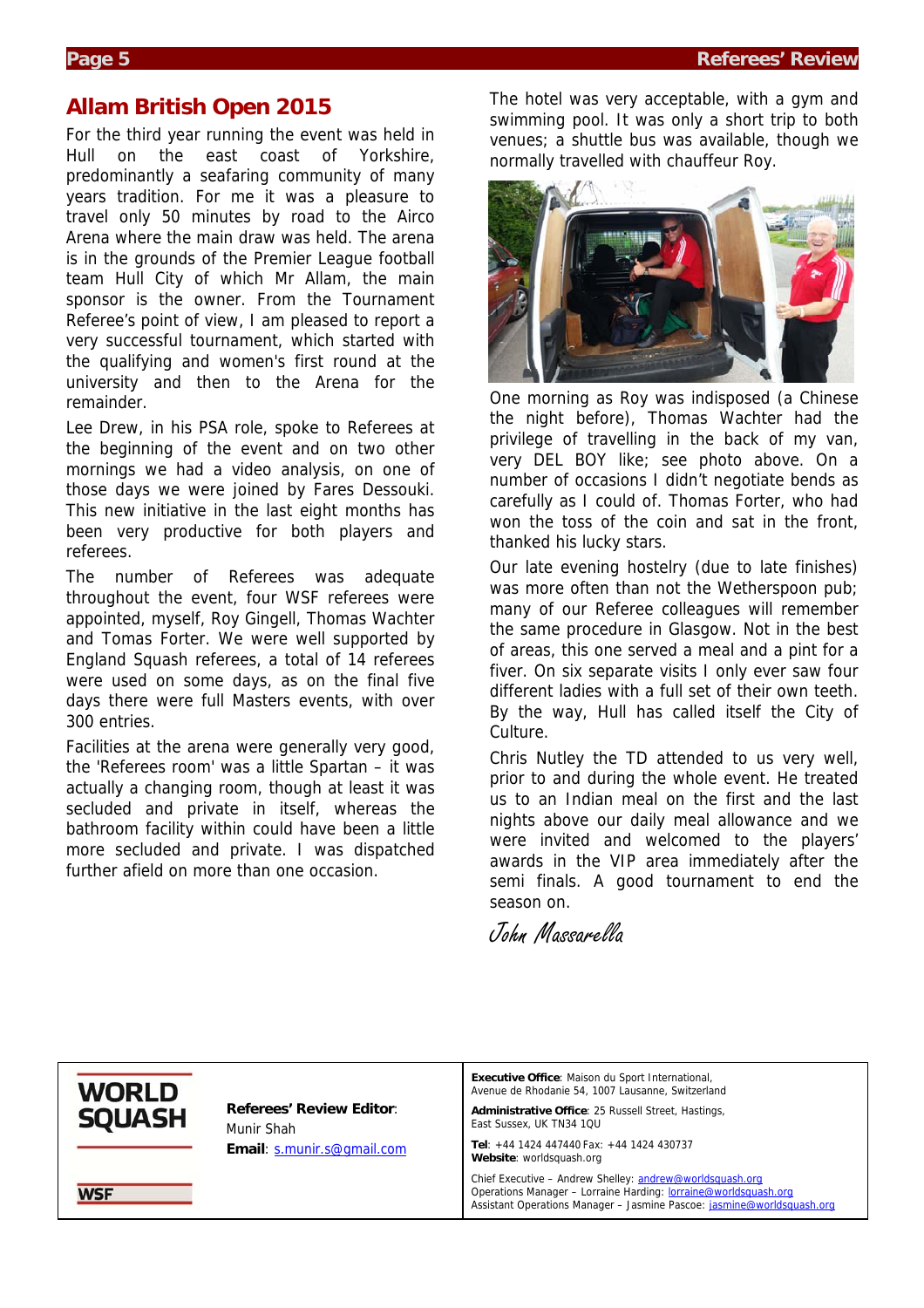## Allam British Open 2015

For the third year running the event was held in Hull on the east coast of Yorkshire, predominantly a seafaring community of many years tradition. For me it was a pleasure to travel only 50 minutes by road to the Airco Arena where the main draw was held. The arena is in the grounds of the Premier League football team Hull City of which Mr Allam, the main sponsor is the owner. From the Tournament Referee's point of view, I am pleased to report a very successful tournament, which started with the qualifying and women's first round at the university and then to the Arena for the remainder.

Lee Drew, in his PSA role, spoke to Referees at the beginning of the event and on two other mornings we had a video analysis, on one of those days we were joined by Fares Dessouki. This new initiative in the last eight months has been very productive for both players and referees.

The number of Referees was adequate throughout the event, four WSF referees were appointed, myself, Roy Gingell, Thomas Wachter and Tomas Forter. We were well supported by England Squash referees, a total of 14 referees were used on some days, as on the final five days there were full Masters events, with over 300 entries.

Facilities at the arena were generally very good, the 'Referees room' was a little Spartan – it was actually a changing room, though at least it was secluded and private in itself, whereas the bathroom facility within could have been a little more secluded and private. I was dispatched further afield on more than one occasion.

The hotel was very acceptable, with a gym and swimming pool. It was only a short trip to both venues; a shuttle bus was available, though we normally travelled with chauffeur Roy.

One morning as Roy was indisposed (a Chinese the night before), Thomas Wachter had the privilege of travelling in the back of my van, very DEL BOY like; see photo above. On a number of occasions I didn't negotiate bends as carefully as I could of. Thomas Forter, who had won the toss of the coin and sat in the front, thanked his lucky stars.

Our late evening hostelry (due to late finishes) was more often than not the Wetherspoon pub; many of our Referee colleagues will remember the same procedure in Glasgow. Not in the best of areas, this one served a meal and a pint for a fiver. On six separate visits I only ever saw four different ladies with a full set of their own teeth. By the way, Hull has called itself the City of Culture.

Chris Nutley the TD attended to us very well, prior to and during the whole event. He treated us to an Indian meal on the first and the last nights above our daily meal allowance and we were invited and welcomed to the players' awards in the VIP area immediately after the semi finals. A good tournament to end the season on.

*John Massarella*

---

**WORLD SQUASH**

**WSF**

**Referees' Review Editor**: Munir Shah
**Email**: s.munir.s@gmail.com

**Executive Office**: Maison du Sport International, Avenue de Rhodanie 54, 1007 Lausanne, Switzerland

**Administrative Office**: 25 Russell Street, Hastings, East Sussex, UK TN34 1QU

**Tel**: +44 1424 447440 Fax: +44 1424 430737
**Website**: worldsquash.org

Chief Executive – Andrew Shelley: andrew@worldsquash.org
Operations Manager – Lorraine Harding: lorraine@worldsquash.org
Assistant Operations Manager – Jasmine Pascoe: jasmine@worldsquash.org